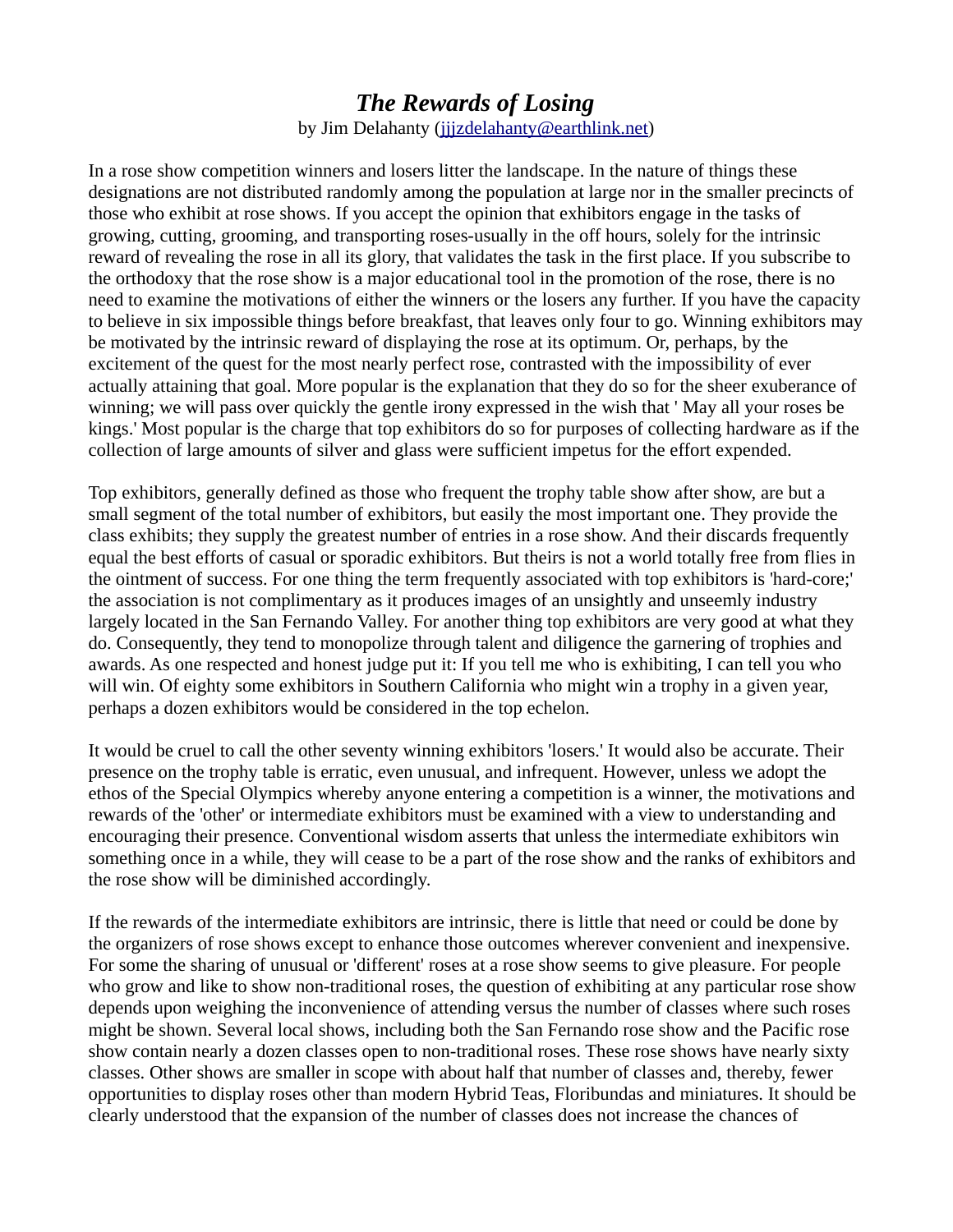# *The Rewards of Losing*

by Jim Delahanty (jjjzdelahanty@earthlink.net)

In a rose show competition winners and losers litter the landscape. In the nature of things these designations are not distributed randomly among the population at large nor in the smaller precincts of those who exhibit at rose shows. If you accept the opinion that exhibitors engage in the tasks of growing, cutting, grooming, and transporting roses-usually in the off hours, solely for the intrinsic reward of revealing the rose in all its glory, that validates the task in the first place. If you subscribe to the orthodoxy that the rose show is a major educational tool in the promotion of the rose, there is no need to examine the motivations of either the winners or the losers any further. If you have the capacity to believe in six impossible things before breakfast, that leaves only four to go. Winning exhibitors may be motivated by the intrinsic reward of displaying the rose at its optimum. Or, perhaps, by the excitement of the quest for the most nearly perfect rose, contrasted with the impossibility of ever actually attaining that goal. More popular is the explanation that they do so for the sheer exuberance of winning; we will pass over quickly the gentle irony expressed in the wish that ' May all your roses be kings.' Most popular is the charge that top exhibitors do so for purposes of collecting hardware as if the collection of large amounts of silver and glass were sufficient impetus for the effort expended.

Top exhibitors, generally defined as those who frequent the trophy table show after show, are but a small segment of the total number of exhibitors, but easily the most important one. They provide the class exhibits; they supply the greatest number of entries in a rose show. And their discards frequently equal the best efforts of casual or sporadic exhibitors. But theirs is not a world totally free from flies in the ointment of success. For one thing the term frequently associated with top exhibitors is 'hard-core;' the association is not complimentary as it produces images of an unsightly and unseemly industry largely located in the San Fernando Valley. For another thing top exhibitors are very good at what they do. Consequently, they tend to monopolize through talent and diligence the garnering of trophies and awards. As one respected and honest judge put it: If you tell me who is exhibiting, I can tell you who will win. Of eighty some exhibitors in Southern California who might win a trophy in a given year, perhaps a dozen exhibitors would be considered in the top echelon.

It would be cruel to call the other seventy winning exhibitors 'losers.' It would also be accurate. Their presence on the trophy table is erratic, even unusual, and infrequent. However, unless we adopt the ethos of the Special Olympics whereby anyone entering a competition is a winner, the motivations and rewards of the 'other' or intermediate exhibitors must be examined with a view to understanding and encouraging their presence. Conventional wisdom asserts that unless the intermediate exhibitors win something once in a while, they will cease to be a part of the rose show and the ranks of exhibitors and the rose show will be diminished accordingly.

If the rewards of the intermediate exhibitors are intrinsic, there is little that need or could be done by the organizers of rose shows except to enhance those outcomes wherever convenient and inexpensive. For some the sharing of unusual or 'different' roses at a rose show seems to give pleasure. For people who grow and like to show non-traditional roses, the question of exhibiting at any particular rose show depends upon weighing the inconvenience of attending versus the number of classes where such roses might be shown. Several local shows, including both the San Fernando rose show and the Pacific rose show contain nearly a dozen classes open to non-traditional roses. These rose shows have nearly sixty classes. Other shows are smaller in scope with about half that number of classes and, thereby, fewer opportunities to display roses other than modern Hybrid Teas, Floribundas and miniatures. It should be clearly understood that the expansion of the number of classes does not increase the chances of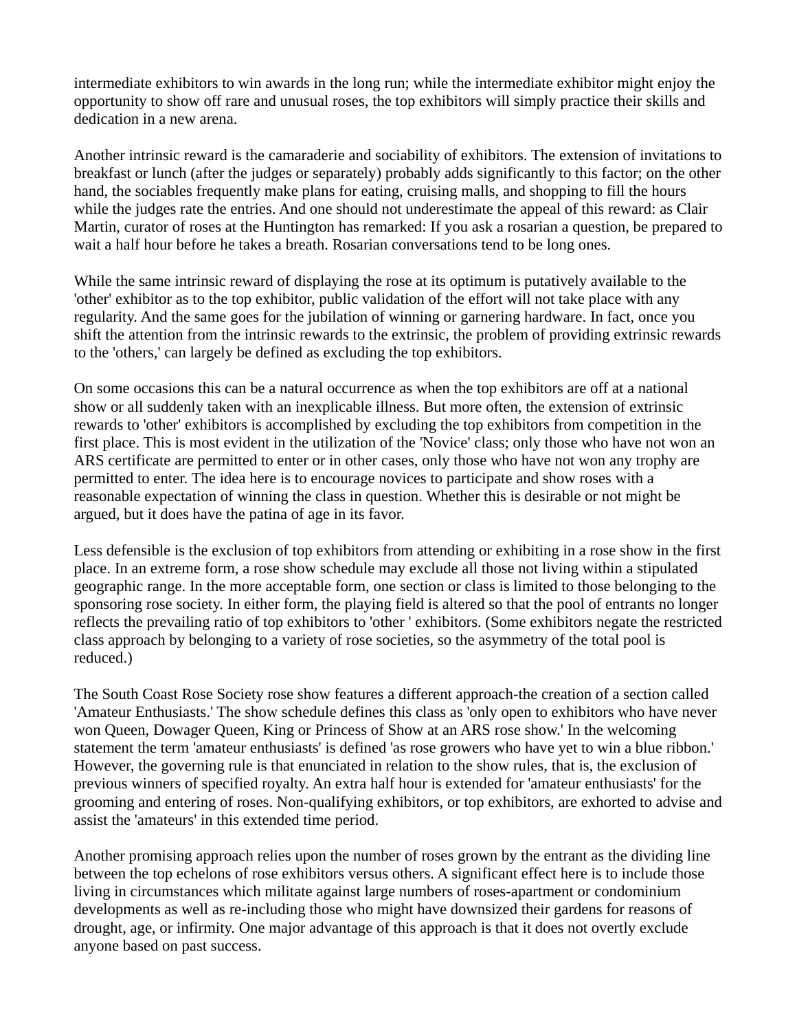intermediate exhibitors to win awards in the long run; while the intermediate exhibitor might enjoy the opportunity to show off rare and unusual roses, the top exhibitors will simply practice their skills and dedication in a new arena.

Another intrinsic reward is the camaraderie and sociability of exhibitors. The extension of invitations to breakfast or lunch (after the judges or separately) probably adds significantly to this factor; on the other hand, the sociables frequently make plans for eating, cruising malls, and shopping to fill the hours while the judges rate the entries. And one should not underestimate the appeal of this reward: as Clair Martin, curator of roses at the Huntington has remarked: If you ask a rosarian a question, be prepared to wait a half hour before he takes a breath. Rosarian conversations tend to be long ones.

While the same intrinsic reward of displaying the rose at its optimum is putatively available to the 'other' exhibitor as to the top exhibitor, public validation of the effort will not take place with any regularity. And the same goes for the jubilation of winning or garnering hardware. In fact, once you shift the attention from the intrinsic rewards to the extrinsic, the problem of providing extrinsic rewards to the 'others,' can largely be defined as excluding the top exhibitors.

On some occasions this can be a natural occurrence as when the top exhibitors are off at a national show or all suddenly taken with an inexplicable illness. But more often, the extension of extrinsic rewards to 'other' exhibitors is accomplished by excluding the top exhibitors from competition in the first place. This is most evident in the utilization of the 'Novice' class; only those who have not won an ARS certificate are permitted to enter or in other cases, only those who have not won any trophy are permitted to enter. The idea here is to encourage novices to participate and show roses with a reasonable expectation of winning the class in question. Whether this is desirable or not might be argued, but it does have the patina of age in its favor.

Less defensible is the exclusion of top exhibitors from attending or exhibiting in a rose show in the first place. In an extreme form, a rose show schedule may exclude all those not living within a stipulated geographic range. In the more acceptable form, one section or class is limited to those belonging to the sponsoring rose society. In either form, the playing field is altered so that the pool of entrants no longer reflects the prevailing ratio of top exhibitors to 'other ' exhibitors. (Some exhibitors negate the restricted class approach by belonging to a variety of rose societies, so the asymmetry of the total pool is reduced.)

The South Coast Rose Society rose show features a different approach-the creation of a section called 'Amateur Enthusiasts.' The show schedule defines this class as 'only open to exhibitors who have never won Queen, Dowager Queen, King or Princess of Show at an ARS rose show.' In the welcoming statement the term 'amateur enthusiasts' is defined 'as rose growers who have yet to win a blue ribbon.' However, the governing rule is that enunciated in relation to the show rules, that is, the exclusion of previous winners of specified royalty. An extra half hour is extended for 'amateur enthusiasts' for the grooming and entering of roses. Non-qualifying exhibitors, or top exhibitors, are exhorted to advise and assist the 'amateurs' in this extended time period.

Another promising approach relies upon the number of roses grown by the entrant as the dividing line between the top echelons of rose exhibitors versus others. A significant effect here is to include those living in circumstances which militate against large numbers of roses-apartment or condominium developments as well as re-including those who might have downsized their gardens for reasons of drought, age, or infirmity. One major advantage of this approach is that it does not overtly exclude anyone based on past success.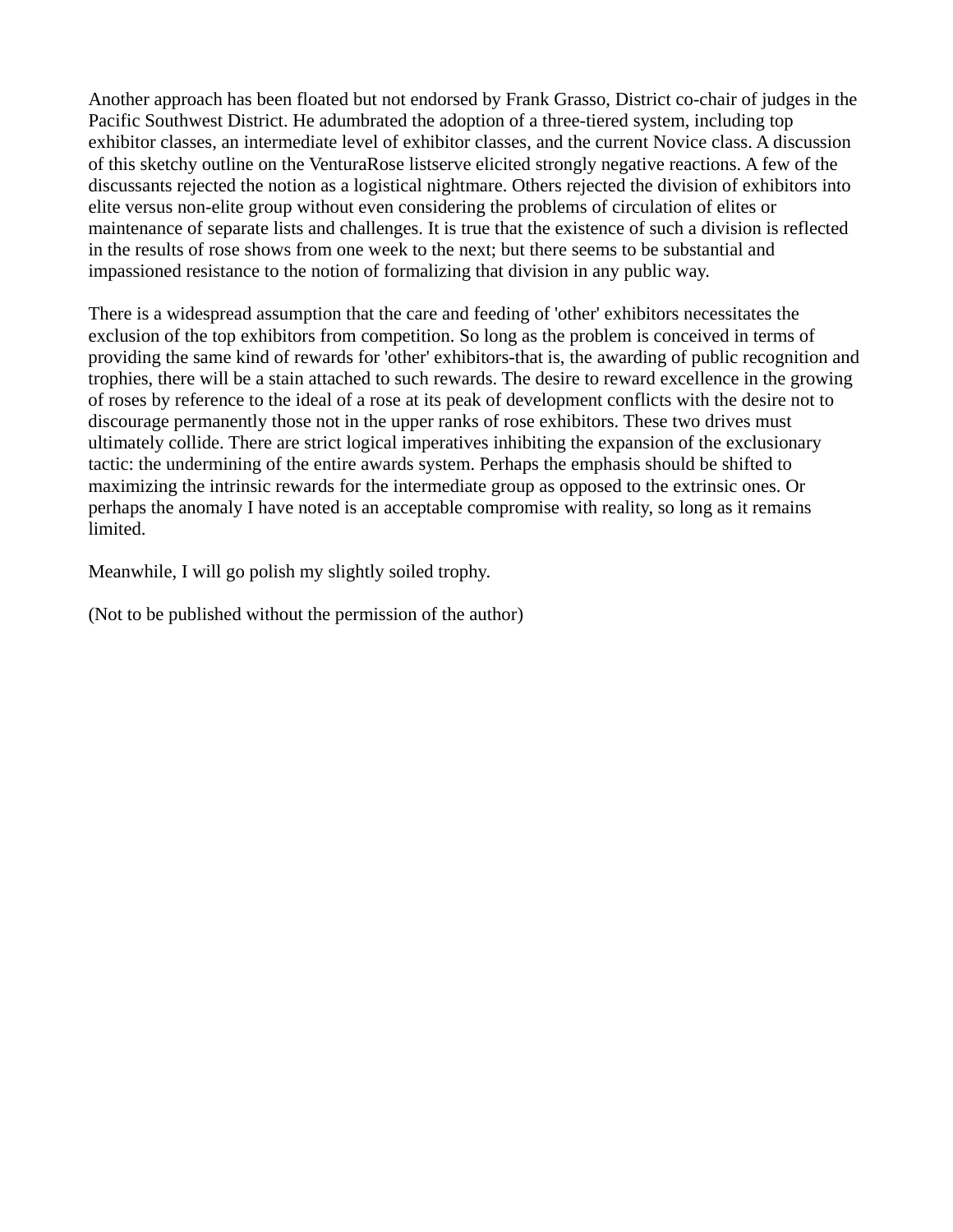Another approach has been floated but not endorsed by Frank Grasso, District co-chair of judges in the Pacific Southwest District. He adumbrated the adoption of a three-tiered system, including top exhibitor classes, an intermediate level of exhibitor classes, and the current Novice class. A discussion of this sketchy outline on the VenturaRose listserve elicited strongly negative reactions. A few of the discussants rejected the notion as a logistical nightmare. Others rejected the division of exhibitors into elite versus non-elite group without even considering the problems of circulation of elites or maintenance of separate lists and challenges. It is true that the existence of such a division is reflected in the results of rose shows from one week to the next; but there seems to be substantial and impassioned resistance to the notion of formalizing that division in any public way.

There is a widespread assumption that the care and feeding of 'other' exhibitors necessitates the exclusion of the top exhibitors from competition. So long as the problem is conceived in terms of providing the same kind of rewards for 'other' exhibitors-that is, the awarding of public recognition and trophies, there will be a stain attached to such rewards. The desire to reward excellence in the growing of roses by reference to the ideal of a rose at its peak of development conflicts with the desire not to discourage permanently those not in the upper ranks of rose exhibitors. These two drives must ultimately collide. There are strict logical imperatives inhibiting the expansion of the exclusionary tactic: the undermining of the entire awards system. Perhaps the emphasis should be shifted to maximizing the intrinsic rewards for the intermediate group as opposed to the extrinsic ones. Or perhaps the anomaly I have noted is an acceptable compromise with reality, so long as it remains limited.

Meanwhile, I will go polish my slightly soiled trophy.

(Not to be published without the permission of the author)